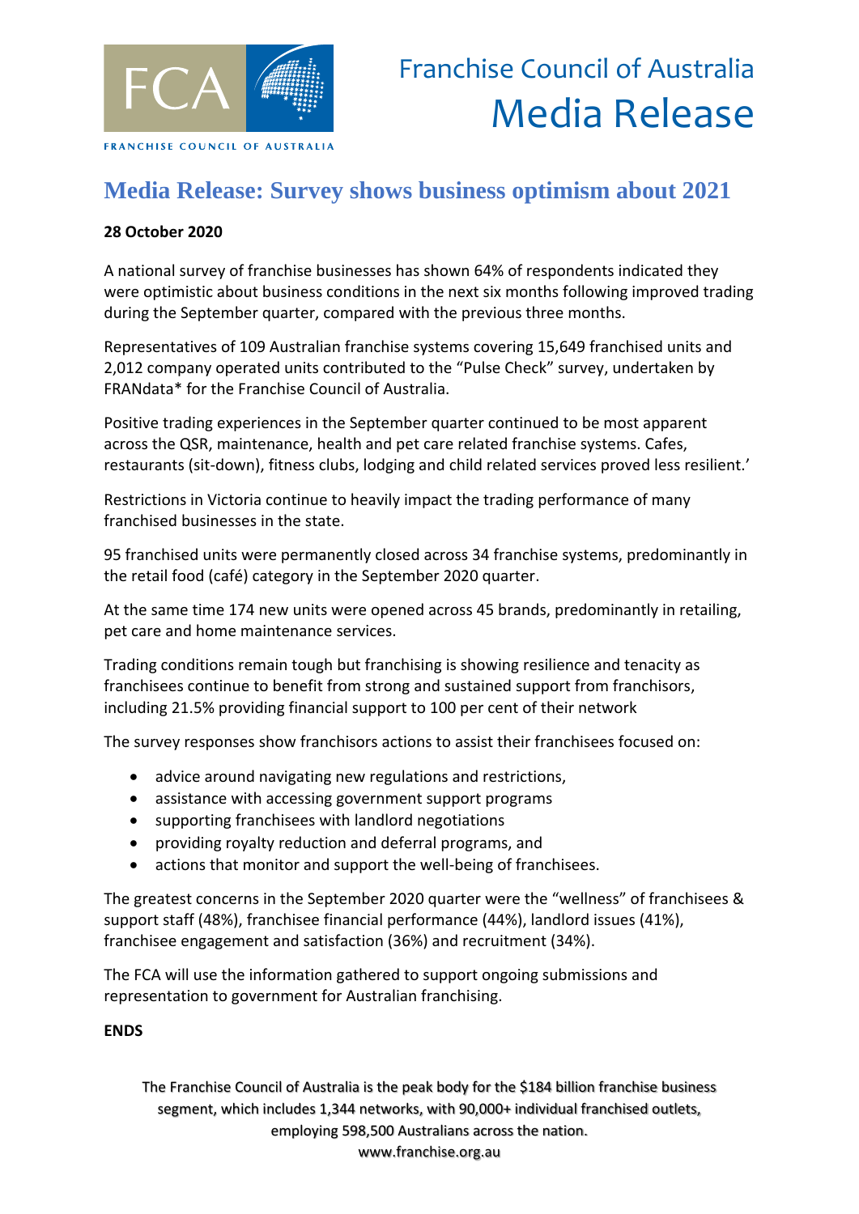FCA

FRANCHISE COUNCIL OF AUSTRALIA

Franchise Council of Australia
Media Release

# Media Release: Survey shows business optimism about 2021

**28 October 2020**

A national survey of franchise businesses has shown 64% of respondents indicated they were optimistic about business conditions in the next six months following improved trading during the September quarter, compared with the previous three months.

Representatives of 109 Australian franchise systems covering 15,649 franchised units and 2,012 company operated units contributed to the "Pulse Check" survey, undertaken by FRANdata* for the Franchise Council of Australia.

Positive trading experiences in the September quarter continued to be most apparent across the QSR, maintenance, health and pet care related franchise systems. Cafes, restaurants (sit-down), fitness clubs, lodging and child related services proved less resilient.'

Restrictions in Victoria continue to heavily impact the trading performance of many franchised businesses in the state.

95 franchised units were permanently closed across 34 franchise systems, predominantly in the retail food (café) category in the September 2020 quarter.

At the same time 174 new units were opened across 45 brands, predominantly in retailing, pet care and home maintenance services.

Trading conditions remain tough but franchising is showing resilience and tenacity as franchisees continue to benefit from strong and sustained support from franchisors, including 21.5% providing financial support to 100 per cent of their network

The survey responses show franchisors actions to assist their franchisees focused on:

- advice around navigating new regulations and restrictions,
- assistance with accessing government support programs
- supporting franchisees with landlord negotiations
- providing royalty reduction and deferral programs, and
- actions that monitor and support the well-being of franchisees.

The greatest concerns in the September 2020 quarter were the "wellness" of franchisees & support staff (48%), franchisee financial performance (44%), landlord issues (41%), franchisee engagement and satisfaction (36%) and recruitment (34%).

The FCA will use the information gathered to support ongoing submissions and representation to government for Australian franchising.

**ENDS**

The Franchise Council of Australia is the peak body for the $184 billion franchise business segment, which includes 1,344 networks, with 90,000+ individual franchised outlets, employing 598,500 Australians across the nation.
www.franchise.org.au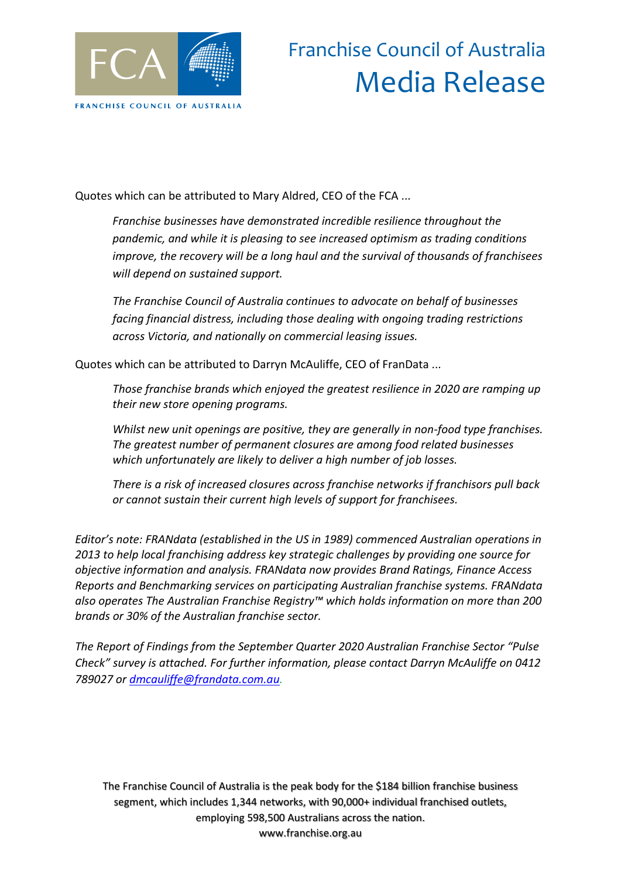Quotes which can be attributed to Mary Aldred, CEO of the FCA ...

> *Franchise businesses have demonstrated incredible resilience throughout the pandemic, and while it is pleasing to see increased optimism as trading conditions improve, the recovery will be a long haul and the survival of thousands of franchisees will depend on sustained support.*
>
> *The Franchise Council of Australia continues to advocate on behalf of businesses facing financial distress, including those dealing with ongoing trading restrictions across Victoria, and nationally on commercial leasing issues.*

Quotes which can be attributed to Darryn McAuliffe, CEO of FranData ...

> *Those franchise brands which enjoyed the greatest resilience in 2020 are ramping up their new store opening programs.*
>
> *Whilst new unit openings are positive, they are generally in non-food type franchises. The greatest number of permanent closures are among food related businesses which unfortunately are likely to deliver a high number of job losses.*
>
> *There is a risk of increased closures across franchise networks if franchisors pull back or cannot sustain their current high levels of support for franchisees.*

*Editor's note: FRANdata (established in the US in 1989) commenced Australian operations in 2013 to help local franchising address key strategic challenges by providing one source for objective information and analysis. FRANdata now provides Brand Ratings, Finance Access Reports and Benchmarking services on participating Australian franchise systems. FRANdata also operates The Australian Franchise Registry™ which holds information on more than 200 brands or 30% of the Australian franchise sector.*

*The Report of Findings from the September Quarter 2020 Australian Franchise Sector "Pulse Check" survey is attached. For further information, please contact Darryn McAuliffe on 0412 789027 or [dmcauliffe@frandata.com.au](mailto:dmcauliffe@frandata.com.au).*

The Franchise Council of Australia is the peak body for the $184 billion franchise business segment, which includes 1,344 networks, with 90,000+ individual franchised outlets, employing 598,500 Australians across the nation.
www.franchise.org.au